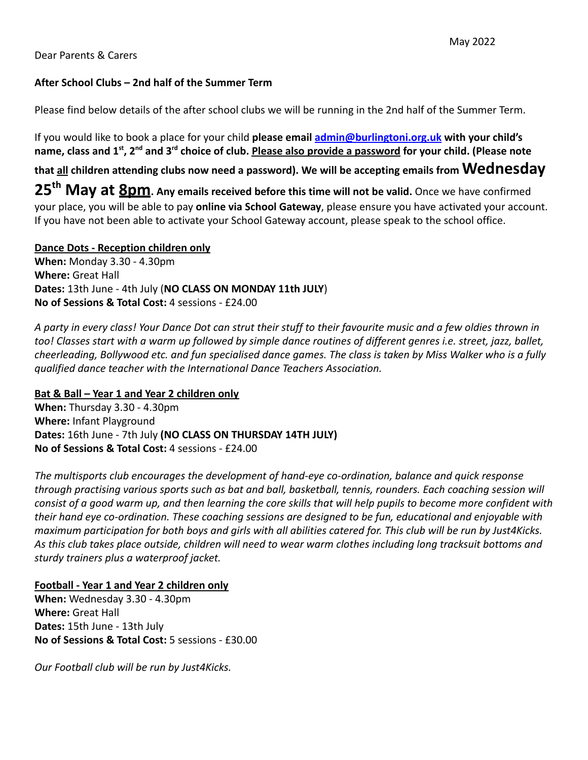May 2022

Dear Parents & Carers

**After School Clubs – 2nd half of the Summer Term**

Please find below details of the after school clubs we will be running in the 2nd half of the Summer Term.

If you would like to book a place for your child **please email [admin@burlingtoni.org.uk](mailto:admin@burlingtoni.org.uk) with your child's name, class and 1st, 2nd and 3rd choice of club. Please also provide a password for your child. (Please note that all children attending clubs now need a password). We will be accepting emails from Wednesday 25th May at 8pm. Any emails received before this time will not be valid.** Once we have confirmed your place, you will be able to pay **online via School Gateway**, please ensure you have activated your account. If you have not been able to activate your School Gateway account, please speak to the school office.

**Dance Dots - Reception children only**

**When:** Monday 3.30 - 4.30pm
**Where:** Great Hall
**Dates:** 13th June - 4th July (**NO CLASS ON MONDAY 11th JULY**)
**No of Sessions & Total Cost:** 4 sessions - £24.00

*A party in every class! Your Dance Dot can strut their stuff to their favourite music and a few oldies thrown in too! Classes start with a warm up followed by simple dance routines of different genres i.e. street, jazz, ballet, cheerleading, Bollywood etc. and fun specialised dance games. The class is taken by Miss Walker who is a fully qualified dance teacher with the International Dance Teachers Association.*

**Bat & Ball – Year 1 and Year 2 children only**

**When:** Thursday 3.30 - 4.30pm
**Where:** Infant Playground
**Dates:** 16th June - 7th July **(NO CLASS ON THURSDAY 14TH JULY)**
**No of Sessions & Total Cost:** 4 sessions - £24.00

*The multisports club encourages the development of hand-eye co-ordination, balance and quick response through practising various sports such as bat and ball, basketball, tennis, rounders. Each coaching session will consist of a good warm up, and then learning the core skills that will help pupils to become more confident with their hand eye co-ordination. These coaching sessions are designed to be fun, educational and enjoyable with maximum participation for both boys and girls with all abilities catered for. This club will be run by Just4Kicks. As this club takes place outside, children will need to wear warm clothes including long tracksuit bottoms and sturdy trainers plus a waterproof jacket.*

**Football - Year 1 and Year 2 children only**

**When:** Wednesday 3.30 - 4.30pm
**Where:** Great Hall
**Dates:** 15th June - 13th July
**No of Sessions & Total Cost:** 5 sessions - £30.00

*Our Football club will be run by Just4Kicks.*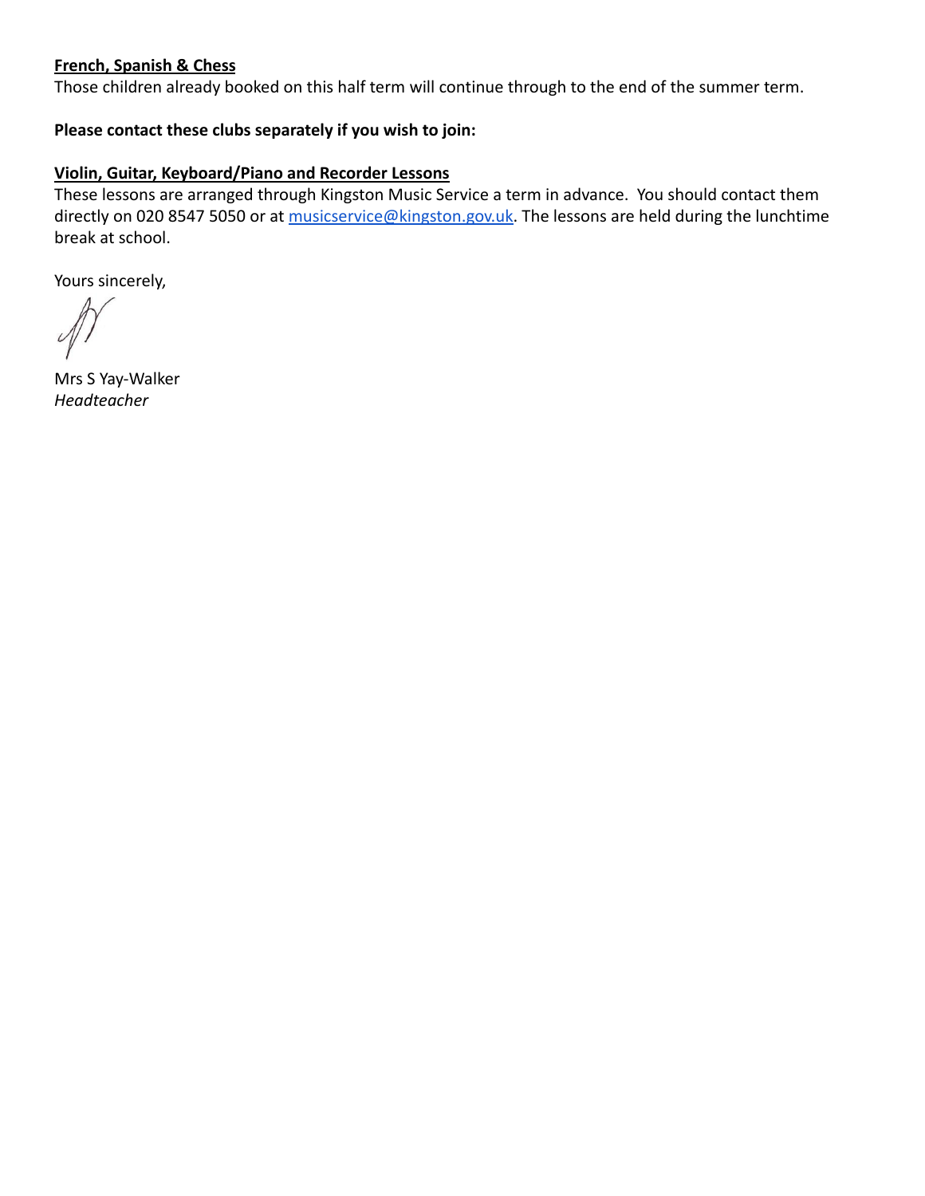**<u>French, Spanish & Chess</u>**

Those children already booked on this half term will continue through to the end of the summer term.

**Please contact these clubs separately if you wish to join:**

**<u>Violin, Guitar, Keyboard/Piano and Recorder Lessons</u>**

These lessons are arranged through Kingston Music Service a term in advance. You should contact them directly on 020 8547 5050 or at musicservice@kingston.gov.uk. The lessons are held during the lunchtime break at school.

Yours sincerely,

Mrs S Yay-Walker

*Headteacher*